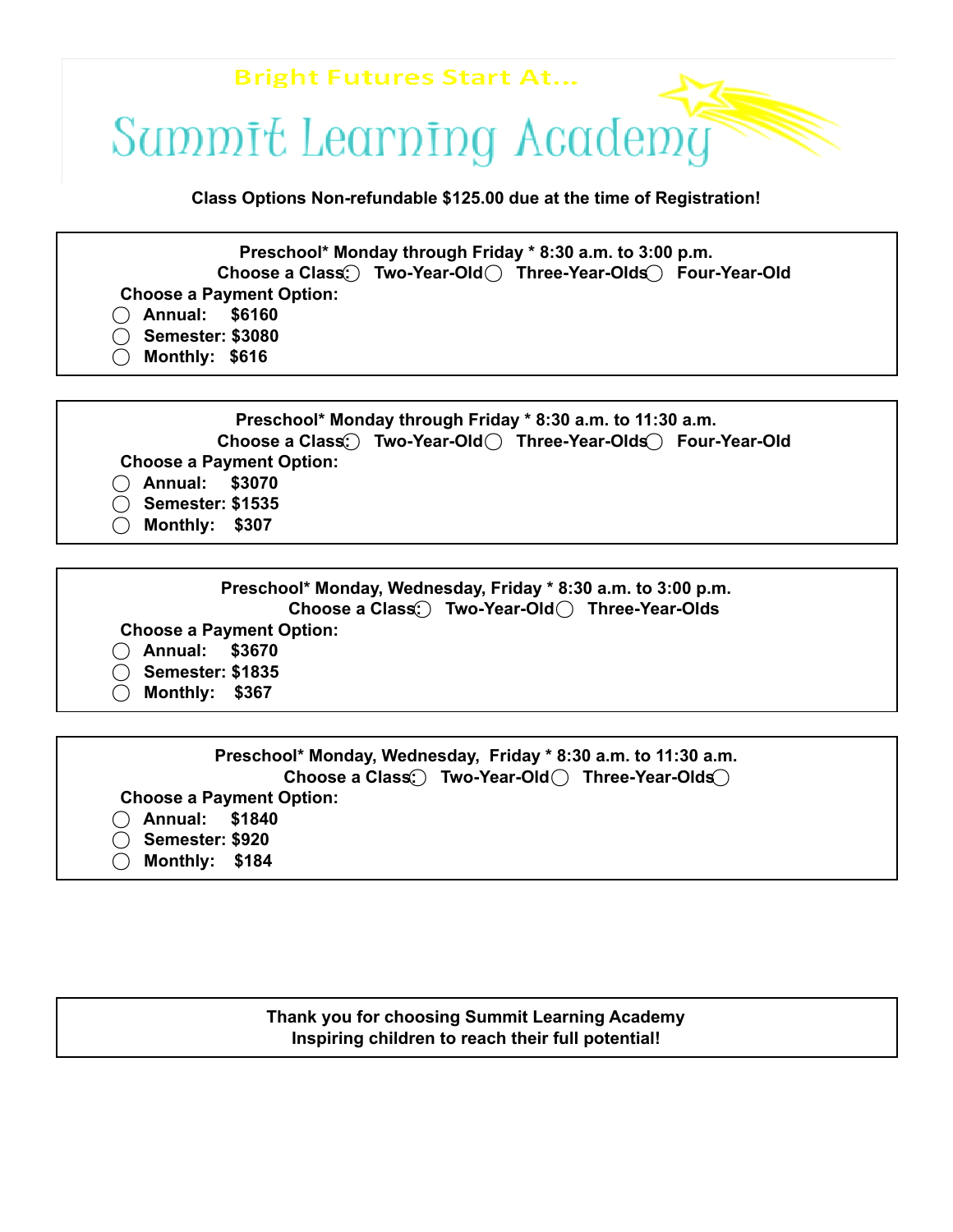Bright Futures Start At...

# Summit Learning Academy

**Class Options Non-refundable $125.00 due at the time of Registration!**

**Preschool\* Monday through Friday \* 8:30 a.m. to 3:00 p.m.**

**Choose a Class: ◯ Two-Year-Old ◯ Three-Year-Olds ◯ Four-Year-Old**

**Choose a Payment Option:**

- ◯ **Annual: $6160**
- ◯ **Semester: $3080**
- ◯ **Monthly: $616**

**Preschool\* Monday through Friday \* 8:30 a.m. to 11:30 a.m.**

**Choose a Class: ◯ Two-Year-Old ◯ Three-Year-Olds ◯ Four-Year-Old**

**Choose a Payment Option:**

- ◯ **Annual: $3070**
- ◯ **Semester: $1535**
- ◯ **Monthly: $307**

**Preschool\* Monday, Wednesday, Friday \* 8:30 a.m. to 3:00 p.m.**

**Choose a Class: ◯ Two-Year-Old ◯ Three-Year-Olds**

**Choose a Payment Option:**

- ◯ **Annual: $3670**
- ◯ **Semester: $1835**
- ◯ **Monthly: $367**

**Preschool\* Monday, Wednesday, Friday \* 8:30 a.m. to 11:30 a.m.**

**Choose a Class: ◯ Two-Year-Old ◯ Three-Year-Olds ◯**

**Choose a Payment Option:**

- ◯ **Annual: $1840**
- ◯ **Semester: $920**
- ◯ **Monthly: $184**

**Thank you for choosing Summit Learning Academy**
**Inspiring children to reach their full potential!**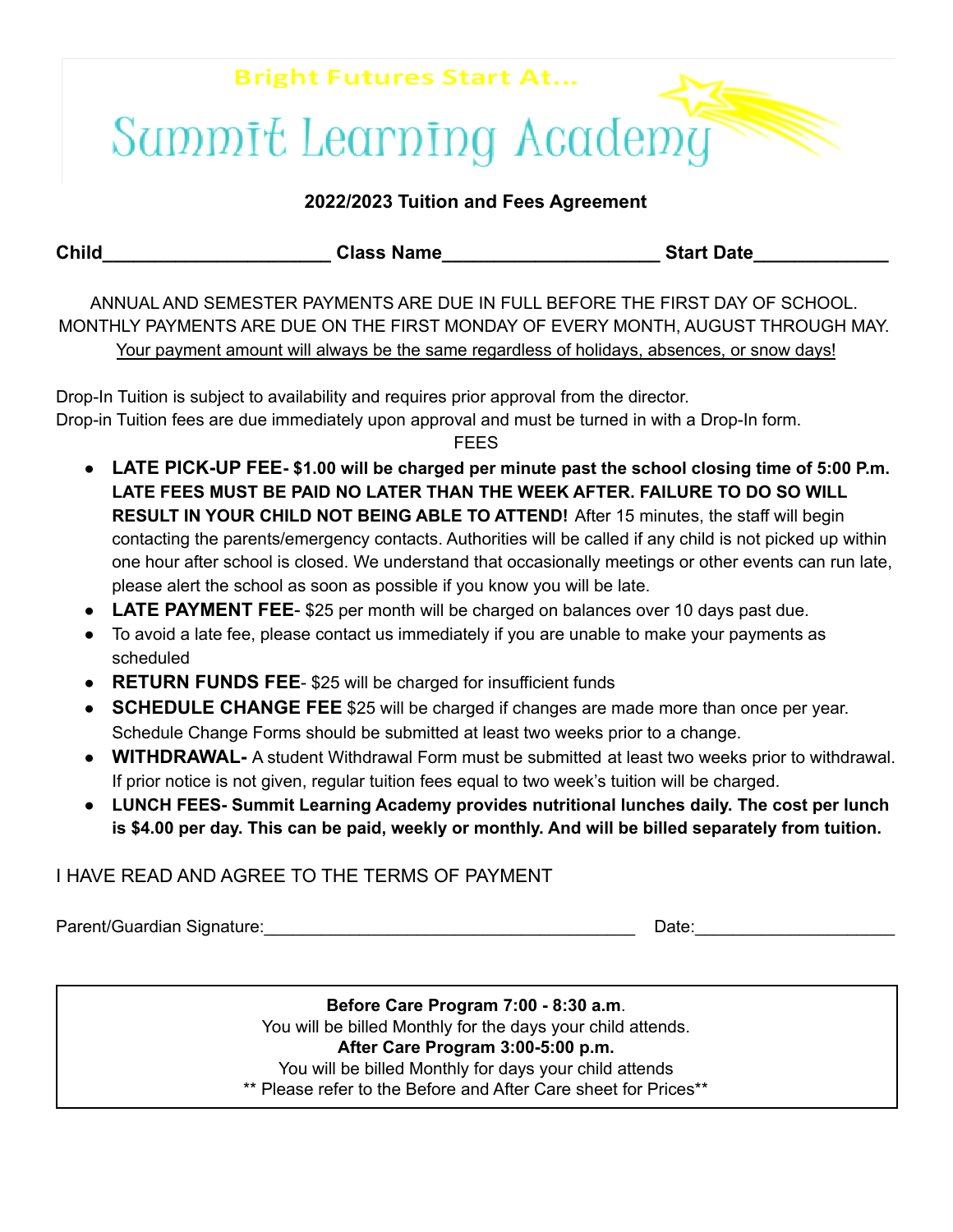Bright Futures Start At...

# Summit Learning Academy

**2022/2023 Tuition and Fees Agreement**

**Child**______________________ **Class Name**_____________________ **Start Date**_____________

ANNUAL AND SEMESTER PAYMENTS ARE DUE IN FULL BEFORE THE FIRST DAY OF SCHOOL.
MONTHLY PAYMENTS ARE DUE ON THE FIRST MONDAY OF EVERY MONTH, AUGUST THROUGH MAY.
<u>Your payment amount will always be the same regardless of holidays, absences, or snow days!</u>

Drop-In Tuition is subject to availability and requires prior approval from the director.
Drop-in Tuition fees are due immediately upon approval and must be turned in with a Drop-In form.

FEES

- **LATE PICK-UP FEE- $1.00 will be charged per minute past the school closing time of 5:00 P.m. LATE FEES MUST BE PAID NO LATER THAN THE WEEK AFTER. FAILURE TO DO SO WILL RESULT IN YOUR CHILD NOT BEING ABLE TO ATTEND!** After 15 minutes, the staff will begin contacting the parents/emergency contacts. Authorities will be called if any child is not picked up within one hour after school is closed. We understand that occasionally meetings or other events can run late, please alert the school as soon as possible if you know you will be late.
- **LATE PAYMENT FEE**- $25 per month will be charged on balances over 10 days past due.
- To avoid a late fee, please contact us immediately if you are unable to make your payments as scheduled
- **RETURN FUNDS FEE**- $25 will be charged for insufficient funds
- **SCHEDULE CHANGE FEE** $25 will be charged if changes are made more than once per year. Schedule Change Forms should be submitted at least two weeks prior to a change.
- **WITHDRAWAL-** A student Withdrawal Form must be submitted at least two weeks prior to withdrawal. If prior notice is not given, regular tuition fees equal to two week's tuition will be charged.
- **LUNCH FEES- Summit Learning Academy provides nutritional lunches daily. The cost per lunch is $4.00 per day. This can be paid, weekly or monthly. And will be billed separately from tuition.**

I HAVE READ AND AGREE TO THE TERMS OF PAYMENT

Parent/Guardian Signature:_______________________________________ Date:_____________________

**Before Care Program 7:00 - 8:30 a.m**.
You will be billed Monthly for the days your child attends.
**After Care Program 3:00-5:00 p.m.**
You will be billed Monthly for days your child attends
** Please refer to the Before and After Care sheet for Prices**